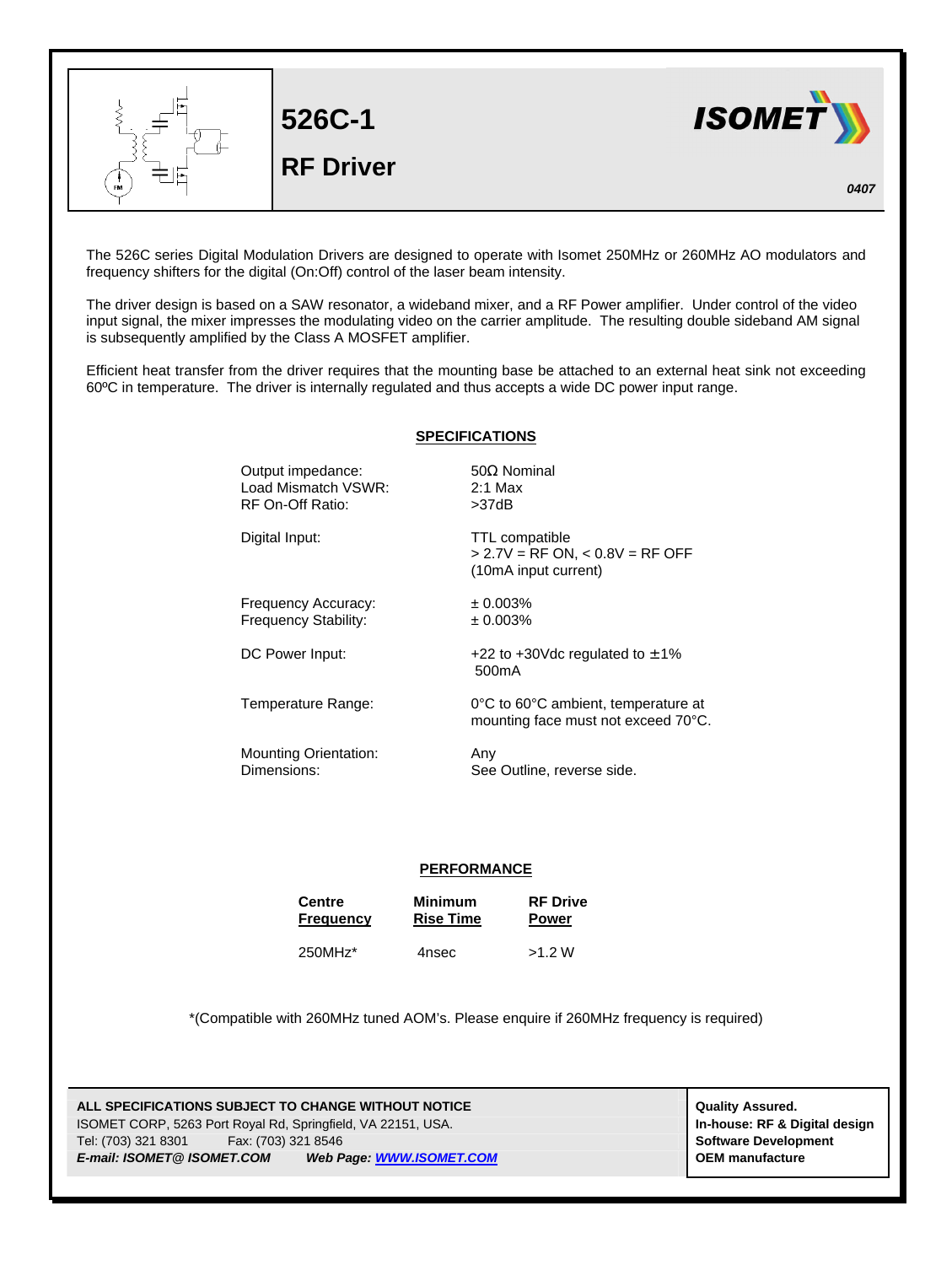# 526C-1

## RF Driver

ISOMET

*0407*

The 526C series Digital Modulation Drivers are designed to operate with Isomet 250MHz or 260MHz AO modulators and frequency shifters for the digital (On:Off) control of the laser beam intensity.

The driver design is based on a SAW resonator, a wideband mixer, and a RF Power amplifier. Under control of the video input signal, the mixer impresses the modulating video on the carrier amplitude. The resulting double sideband AM signal is subsequently amplified by the Class A MOSFET amplifier.

Efficient heat transfer from the driver requires that the mounting base be attached to an external heat sink not exceeding 60ºC in temperature. The driver is internally regulated and thus accepts a wide DC power input range.

## SPECIFICATIONS

| | |
|---|---|
| Output impedance: | 50Ω Nominal |
| Load Mismatch VSWR: | 2:1 Max |
| RF On-Off Ratio: | >37dB |
| Digital Input: | TTL compatible<br>> 2.7V = RF ON, < 0.8V = RF OFF<br>(10mA input current) |
| Frequency Accuracy: | ± 0.003% |
| Frequency Stability: | ± 0.003% |
| DC Power Input: | +22 to +30Vdc regulated to ±1%<br>500mA |
| Temperature Range: | 0°C to 60°C ambient, temperature at mounting face must not exceed 70°C. |
| Mounting Orientation: | Any |
| Dimensions: | See Outline, reverse side. |

## PERFORMANCE

| Centre Frequency | Minimum Rise Time | RF Drive Power |
|---|---|---|
| 250MHz* | 4nsec | >1.2 W |

*(Compatible with 260MHz tuned AOM's. Please enquire if 260MHz frequency is required)

**ALL SPECIFICATIONS SUBJECT TO CHANGE WITHOUT NOTICE**
ISOMET CORP, 5263 Port Royal Rd, Springfield, VA 22151, USA.
Tel: (703) 321 8301 Fax: (703) 321 8546
***E-mail: ISOMET@ ISOMET.COM*** ***Web Page: [WWW.ISOMET.COM](http://WWW.ISOMET.COM)***

**Quality Assured.**
**In-house: RF & Digital design**
**Software Development**
**OEM manufacture**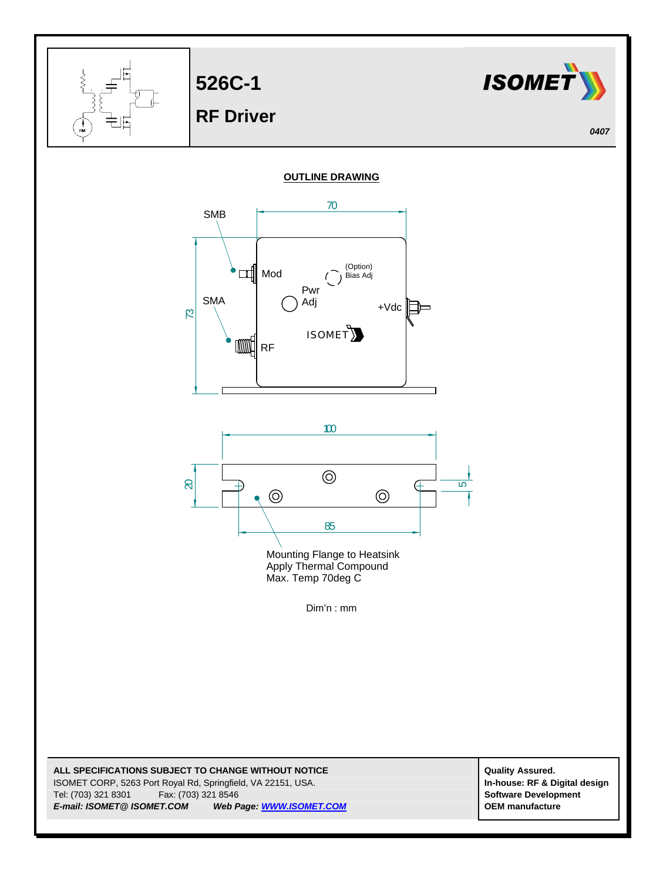# 526C-1

## RF Driver

ISOMET

0407

**OUTLINE DRAWING**

70

SMB

Mod

(Option)
Bias Adj

Pwr
Adj

73

SMA

+Vdc

ISOMET

RF

100

20

5

85

Mounting Flange to Heatsink
Apply Thermal Compound
Max. Temp 70deg C

Dim'n : mm

**ALL SPECIFICATIONS SUBJECT TO CHANGE WITHOUT NOTICE**
ISOMET CORP, 5263 Port Royal Rd, Springfield, VA 22151, USA.
Tel: (703) 321 8301 Fax: (703) 321 8546
***E-mail: ISOMET@ ISOMET.COM*** ***Web Page: [WWW.ISOMET.COM](http://WWW.ISOMET.COM)***

**Quality Assured.**
**In-house: RF & Digital design**
**Software Development**
**OEM manufacture**